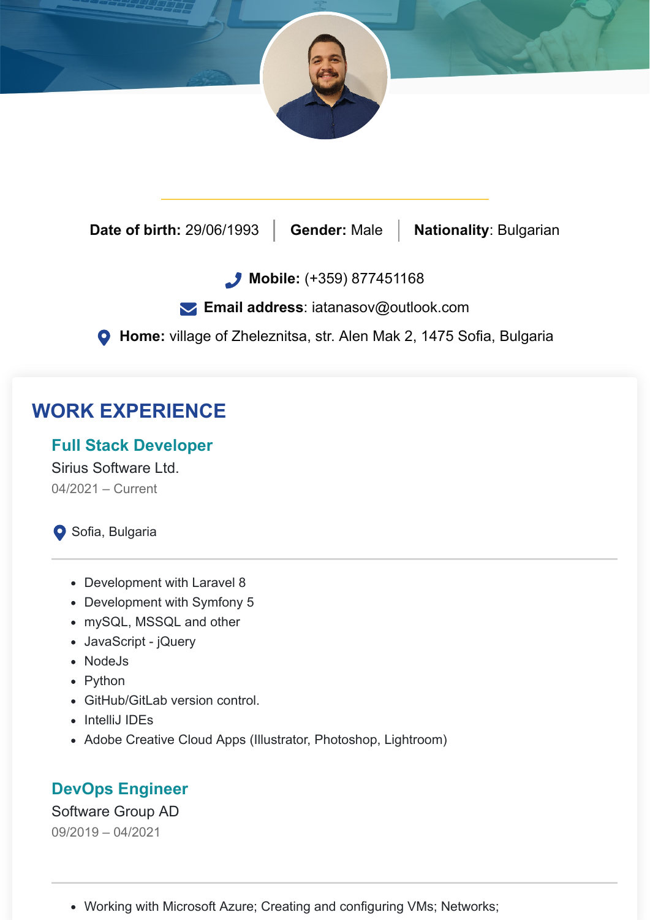**Date of birth:** 29/06/1993 | **Gender:** Male | **Nationality**: Bulgarian

**Mobile:** (+359) 877451168

**Email address**: iatanasov@outlook.com

**Home:** village of Zheleznitsa, str. Alen Mak 2, 1475 Sofia, Bulgaria

## WORK EXPERIENCE

### Full Stack Developer

Sirius Software Ltd.

04/2021 – Current

Sofia, Bulgaria

- Development with Laravel 8
- Development with Symfony 5
- mySQL, MSSQL and other
- JavaScript - jQuery
- NodeJs
- Python
- GitHub/GitLab version control.
- IntelliJ IDEs
- Adobe Creative Cloud Apps (Illustrator, Photoshop, Lightroom)

### DevOps Engineer

Software Group AD

09/2019 – 04/2021

- Working with Microsoft Azure; Creating and configuring VMs; Networks;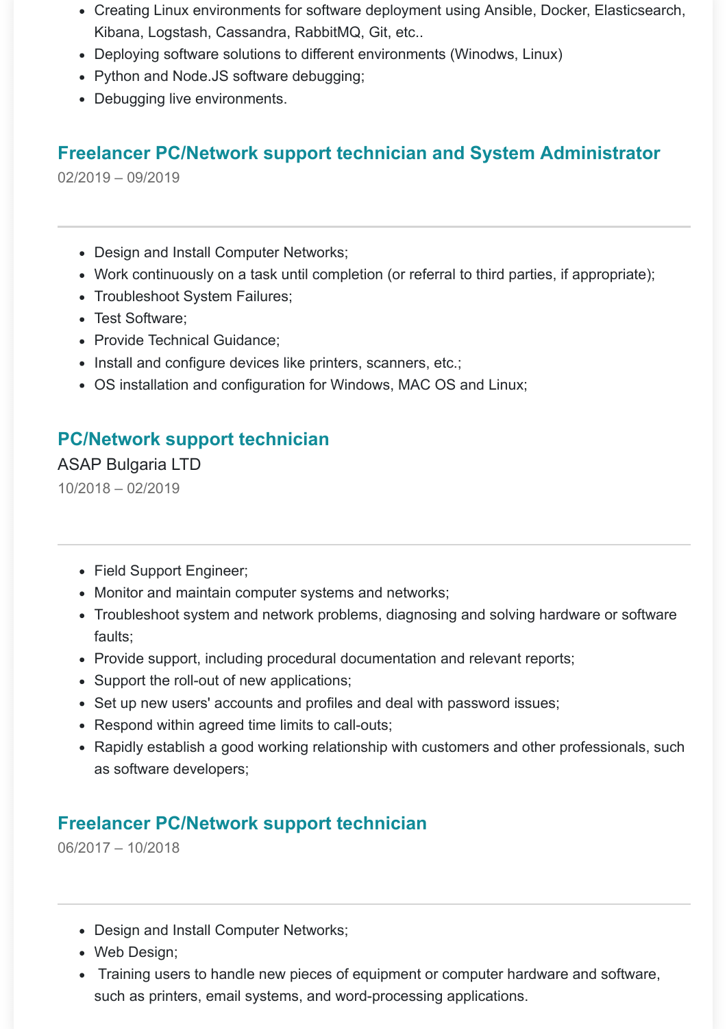- Creating Linux environments for software deployment using Ansible, Docker, Elasticsearch, Kibana, Logstash, Cassandra, RabbitMQ, Git, etc..
- Deploying software solutions to different environments (Winodws, Linux)
- Python and Node.JS software debugging;
- Debugging live environments.

### Freelancer PC/Network support technician and System Administrator

02/2019 – 09/2019

---

- Design and Install Computer Networks;
- Work continuously on a task until completion (or referral to third parties, if appropriate);
- Troubleshoot System Failures;
- Test Software;
- Provide Technical Guidance;
- Install and configure devices like printers, scanners, etc.;
- OS installation and configuration for Windows, MAC OS and Linux;

### PC/Network support technician

ASAP Bulgaria LTD

10/2018 – 02/2019

---

- Field Support Engineer;
- Monitor and maintain computer systems and networks;
- Troubleshoot system and network problems, diagnosing and solving hardware or software faults;
- Provide support, including procedural documentation and relevant reports;
- Support the roll-out of new applications;
- Set up new users' accounts and profiles and deal with password issues;
- Respond within agreed time limits to call-outs;
- Rapidly establish a good working relationship with customers and other professionals, such as software developers;

### Freelancer PC/Network support technician

06/2017 – 10/2018

---

- Design and Install Computer Networks;
- Web Design;
- Training users to handle new pieces of equipment or computer hardware and software, such as printers, email systems, and word-processing applications.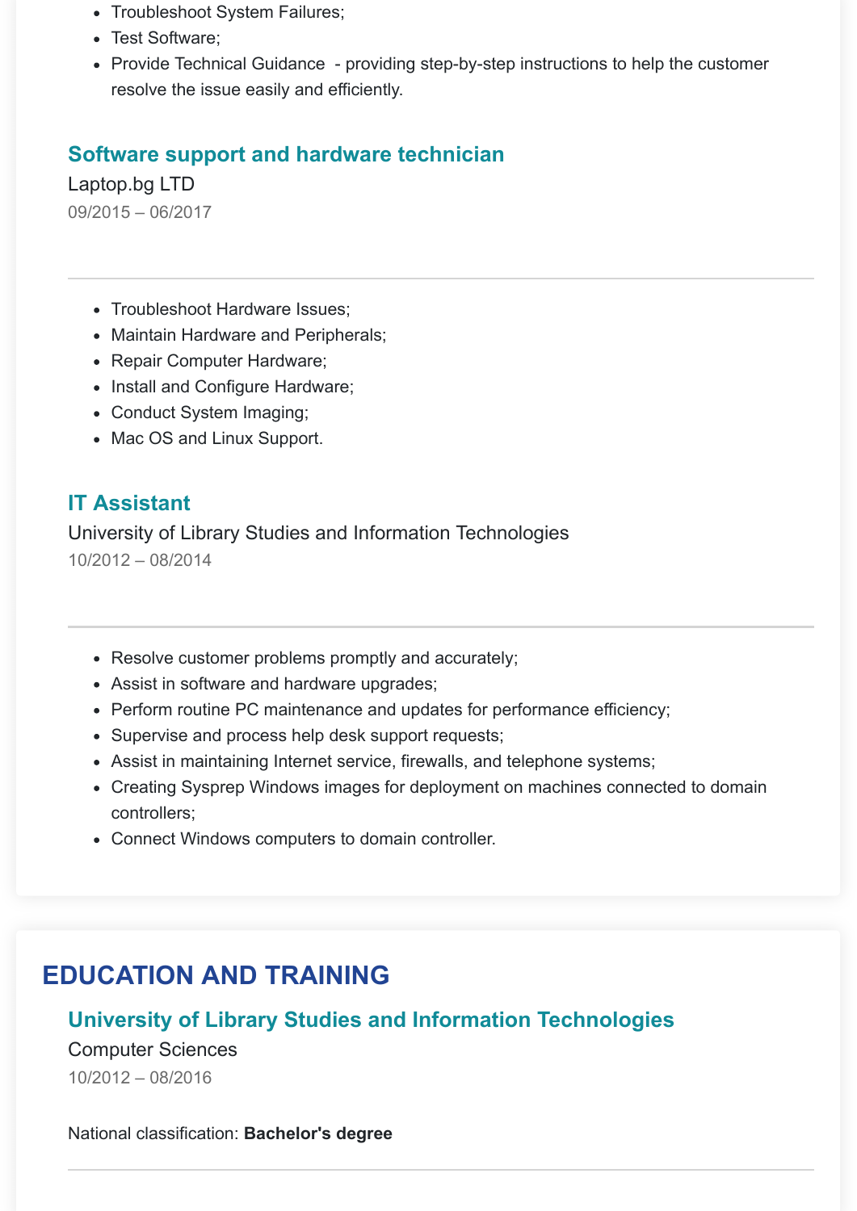- Troubleshoot System Failures;
- Test Software;
- Provide Technical Guidance  - providing step-by-step instructions to help the customer resolve the issue easily and efficiently.

### Software support and hardware technician

Laptop.bg LTD

09/2015 – 06/2017

---

- Troubleshoot Hardware Issues;
- Maintain Hardware and Peripherals;
- Repair Computer Hardware;
- Install and Configure Hardware;
- Conduct System Imaging;
- Mac OS and Linux Support.

### IT Assistant

University of Library Studies and Information Technologies

10/2012 – 08/2014

---

- Resolve customer problems promptly and accurately;
- Assist in software and hardware upgrades;
- Perform routine PC maintenance and updates for performance efficiency;
- Supervise and process help desk support requests;
- Assist in maintaining Internet service, firewalls, and telephone systems;
- Creating Sysprep Windows images for deployment on machines connected to domain controllers;
- Connect Windows computers to domain controller.

## EDUCATION AND TRAINING

### University of Library Studies and Information Technologies

Computer Sciences

10/2012 – 08/2016

National classification: **Bachelor's degree**

---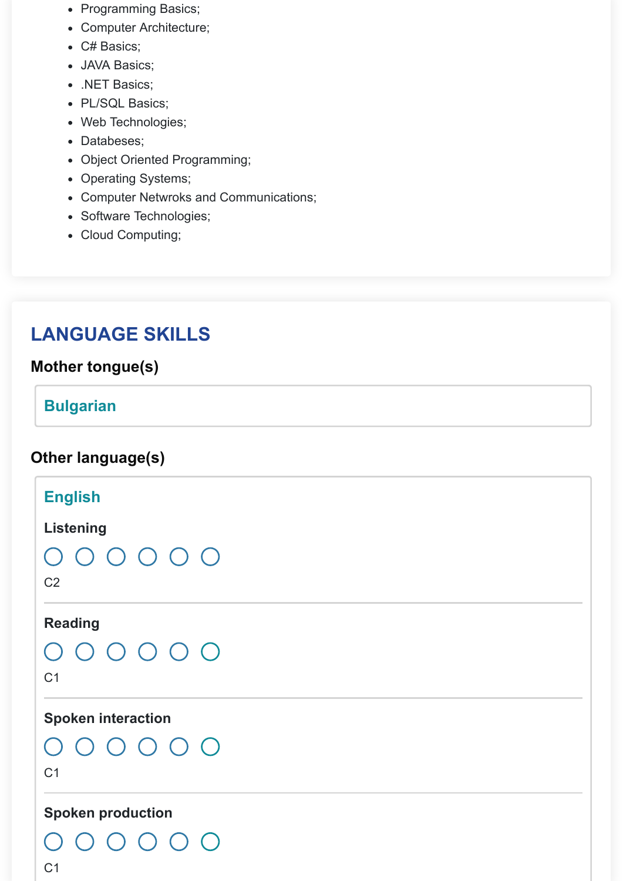- Programming Basics;
- Computer Architecture;
- C# Basics;
- JAVA Basics;
- .NET Basics;
- PL/SQL Basics;
- Web Technologies;
- Databeses;
- Object Oriented Programming;
- Operating Systems;
- Computer Netwroks and Communications;
- Software Technologies;
- Cloud Computing;

## LANGUAGE SKILLS

### Mother tongue(s)

**Bulgarian**

### Other language(s)

**English**

**Listening**

C2

**Reading**

C1

**Spoken interaction**

C1

**Spoken production**

C1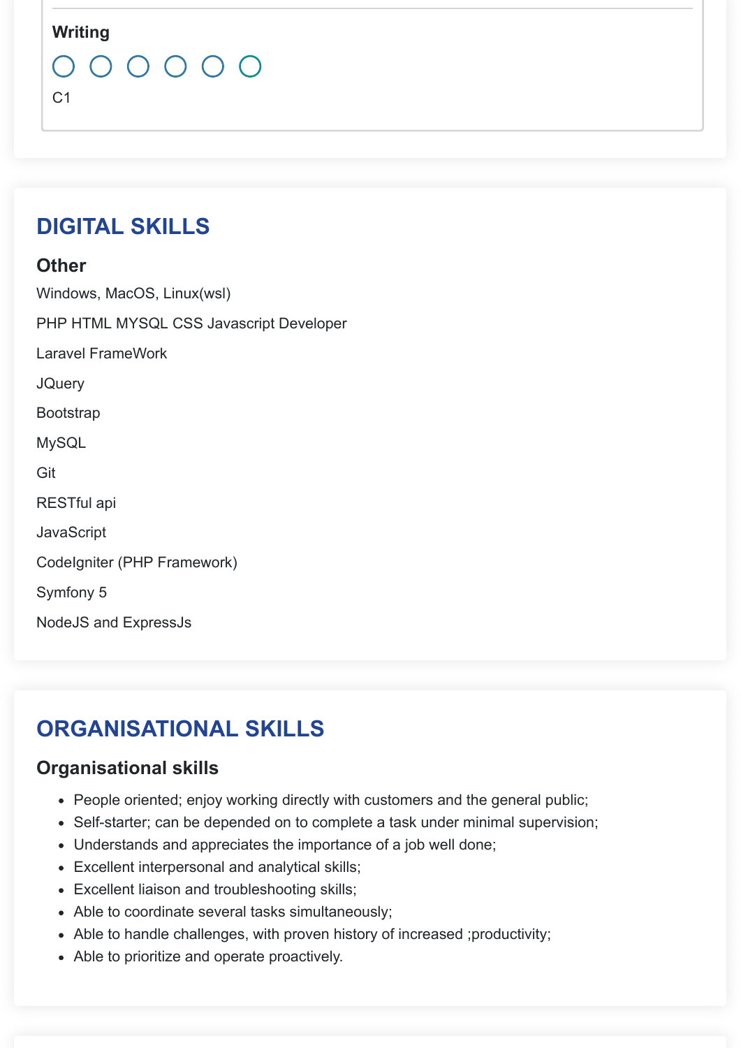### Writing

○ ○ ○ ○ ○ ○

C1

## DIGITAL SKILLS

### Other

Windows, MacOS, Linux(wsl)

PHP HTML MYSQL CSS Javascript Developer

Laravel FrameWork

JQuery

Bootstrap

MySQL

Git

RESTful api

JavaScript

CodeIgniter (PHP Framework)

Symfony 5

NodeJS and ExpressJs

## ORGANISATIONAL SKILLS

### Organisational skills

- People oriented; enjoy working directly with customers and the general public;
- Self-starter; can be depended on to complete a task under minimal supervision;
- Understands and appreciates the importance of a job well done;
- Excellent interpersonal and analytical skills;
- Excellent liaison and troubleshooting skills;
- Able to coordinate several tasks simultaneously;
- Able to handle challenges, with proven history of increased ;productivity;
- Able to prioritize and operate proactively.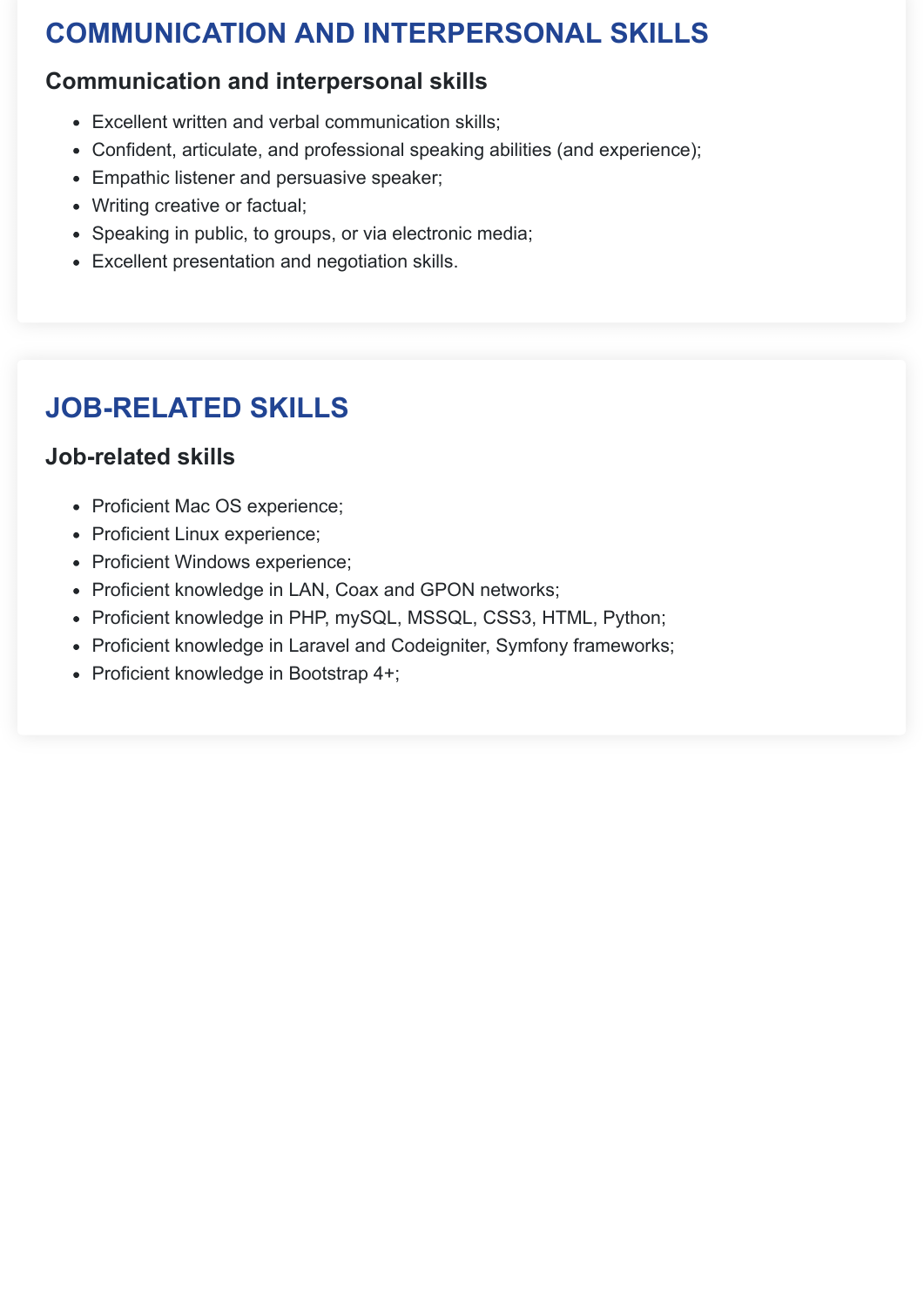## COMMUNICATION AND INTERPERSONAL SKILLS

### Communication and interpersonal skills

- Excellent written and verbal communication skills;
- Confident, articulate, and professional speaking abilities (and experience);
- Empathic listener and persuasive speaker;
- Writing creative or factual;
- Speaking in public, to groups, or via electronic media;
- Excellent presentation and negotiation skills.

## JOB-RELATED SKILLS

### Job-related skills

- Proficient Mac OS experience;
- Proficient Linux experience;
- Proficient Windows experience;
- Proficient knowledge in LAN, Coax and GPON networks;
- Proficient knowledge in PHP, mySQL, MSSQL, CSS3, HTML, Python;
- Proficient knowledge in Laravel and Codeigniter, Symfony frameworks;
- Proficient knowledge in Bootstrap 4+;